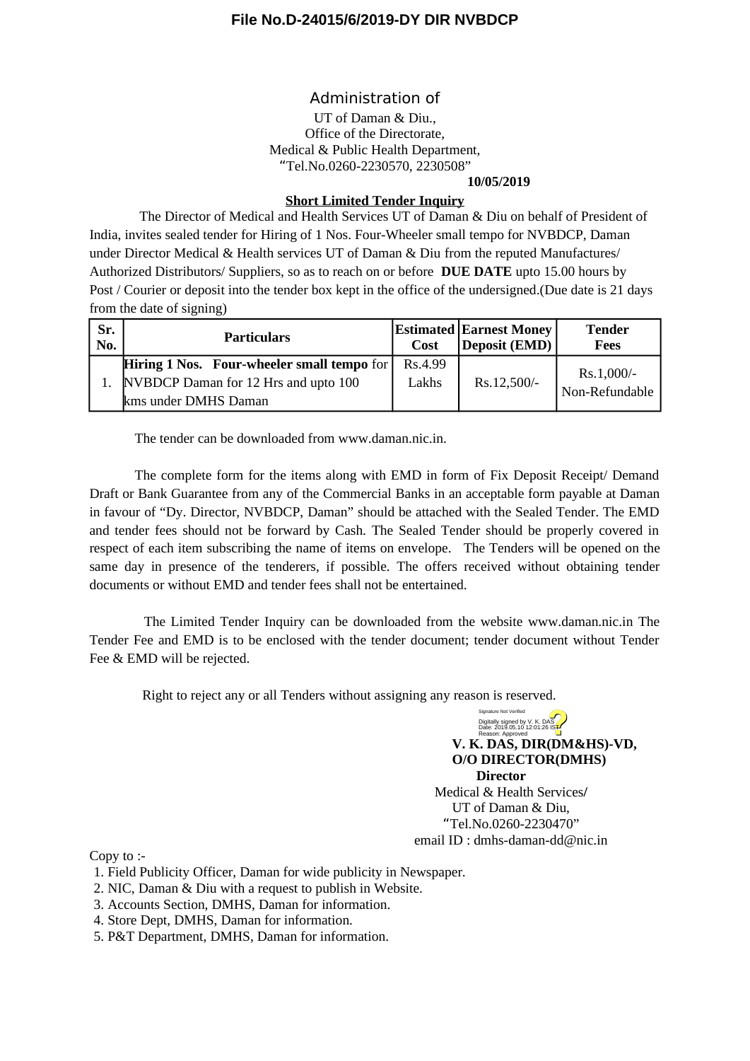**File No.D-24015/6/2019-DY DIR NVBDCP**

Administration of

UT of Daman & Diu.,
Office of the Directorate,
Medical & Public Health Department,
"Tel.No.0260-2230570, 2230508"

**10/05/2019**

## Short Limited Tender Inquiry

The Director of Medical and Health Services UT of Daman & Diu on behalf of President of India, invites sealed tender for Hiring of 1 Nos. Four-Wheeler small tempo for NVBDCP, Daman under Director Medical & Health services UT of Daman & Diu from the reputed Manufactures/ Authorized Distributors/ Suppliers, so as to reach on or before **DUE DATE** upto 15.00 hours by Post / Courier or deposit into the tender box kept in the office of the undersigned.(Due date is 21 days from the date of signing)

| Sr. No. | Particulars | Estimated Cost | Earnest Money Deposit (EMD) | Tender Fees |
|---|---|---|---|---|
| 1. | **Hiring 1 Nos. Four-wheeler small tempo** for NVBDCP Daman for 12 Hrs and upto 100 kms under DMHS Daman | Rs.4.99 Lakhs | Rs.12,500/- | Rs.1,000/- Non-Refundable |

The tender can be downloaded from www.daman.nic.in.

The complete form for the items along with EMD in form of Fix Deposit Receipt/ Demand Draft or Bank Guarantee from any of the Commercial Banks in an acceptable form payable at Daman in favour of "Dy. Director, NVBDCP, Daman" should be attached with the Sealed Tender. The EMD and tender fees should not be forward by Cash. The Sealed Tender should be properly covered in respect of each item subscribing the name of items on envelope. The Tenders will be opened on the same day in presence of the tenderers, if possible. The offers received without obtaining tender documents or without EMD and tender fees shall not be entertained.

The Limited Tender Inquiry can be downloaded from the website www.daman.nic.in The Tender Fee and EMD is to be enclosed with the tender document; tender document without Tender Fee & EMD will be rejected.

Right to reject any or all Tenders without assigning any reason is reserved.

Signature Not Verified
Digitally signed by V. K. DAS
Date: 2019.05.10 12:01:26 IST
Reason: Approved

**V. K. DAS, DIR(DM&HS)-VD,**
**O/O DIRECTOR(DMHS)**
**Director**
Medical & Health Services/
UT of Daman & Diu,
"Tel.No.0260-2230470"
email ID : dmhs-daman-dd@nic.in

Copy to :-

1. Field Publicity Officer, Daman for wide publicity in Newspaper.
2. NIC, Daman & Diu with a request to publish in Website.
3. Accounts Section, DMHS, Daman for information.
4. Store Dept, DMHS, Daman for information.
5. P&T Department, DMHS, Daman for information.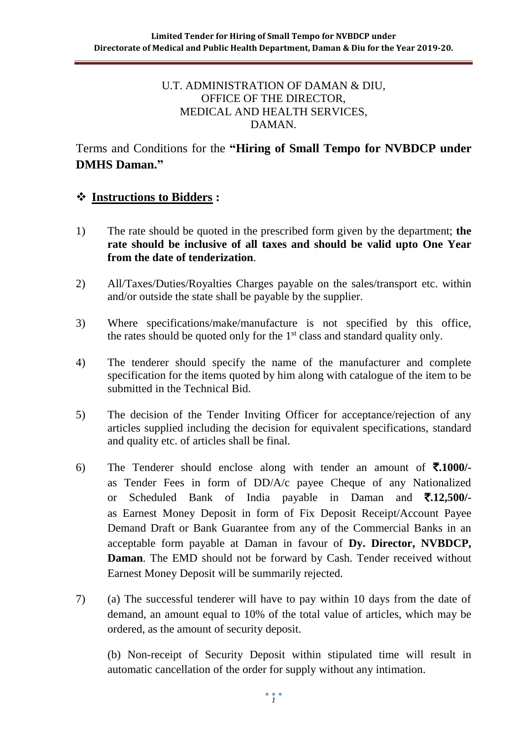U.T. ADMINISTRATION OF DAMAN & DIU,
OFFICE OF THE DIRECTOR,
MEDICAL AND HEALTH SERVICES,
DAMAN.

Terms and Conditions for the **"Hiring of Small Tempo for NVBDCP under DMHS Daman."**

## ❖ **Instructions to Bidders :**

1) The rate should be quoted in the prescribed form given by the department; **the rate should be inclusive of all taxes and should be valid upto One Year from the date of tenderization**.

2) All/Taxes/Duties/Royalties Charges payable on the sales/transport etc. within and/or outside the state shall be payable by the supplier.

3) Where specifications/make/manufacture is not specified by this office, the rates should be quoted only for the 1st class and standard quality only.

4) The tenderer should specify the name of the manufacturer and complete specification for the items quoted by him along with catalogue of the item to be submitted in the Technical Bid.

5) The decision of the Tender Inviting Officer for acceptance/rejection of any articles supplied including the decision for equivalent specifications, standard and quality etc. of articles shall be final.

6) The Tenderer should enclose along with tender an amount of **₹.1000/-** as Tender Fees in form of DD/A/c payee Cheque of any Nationalized or Scheduled Bank of India payable in Daman and **₹.12,500/-** as Earnest Money Deposit in form of Fix Deposit Receipt/Account Payee Demand Draft or Bank Guarantee from any of the Commercial Banks in an acceptable form payable at Daman in favour of **Dy. Director, NVBDCP, Daman**. The EMD should not be forward by Cash. Tender received without Earnest Money Deposit will be summarily rejected.

7) (a) The successful tenderer will have to pay within 10 days from the date of demand, an amount equal to 10% of the total value of articles, which may be ordered, as the amount of security deposit.

   (b) Non-receipt of Security Deposit within stipulated time will result in automatic cancellation of the order for supply without any intimation.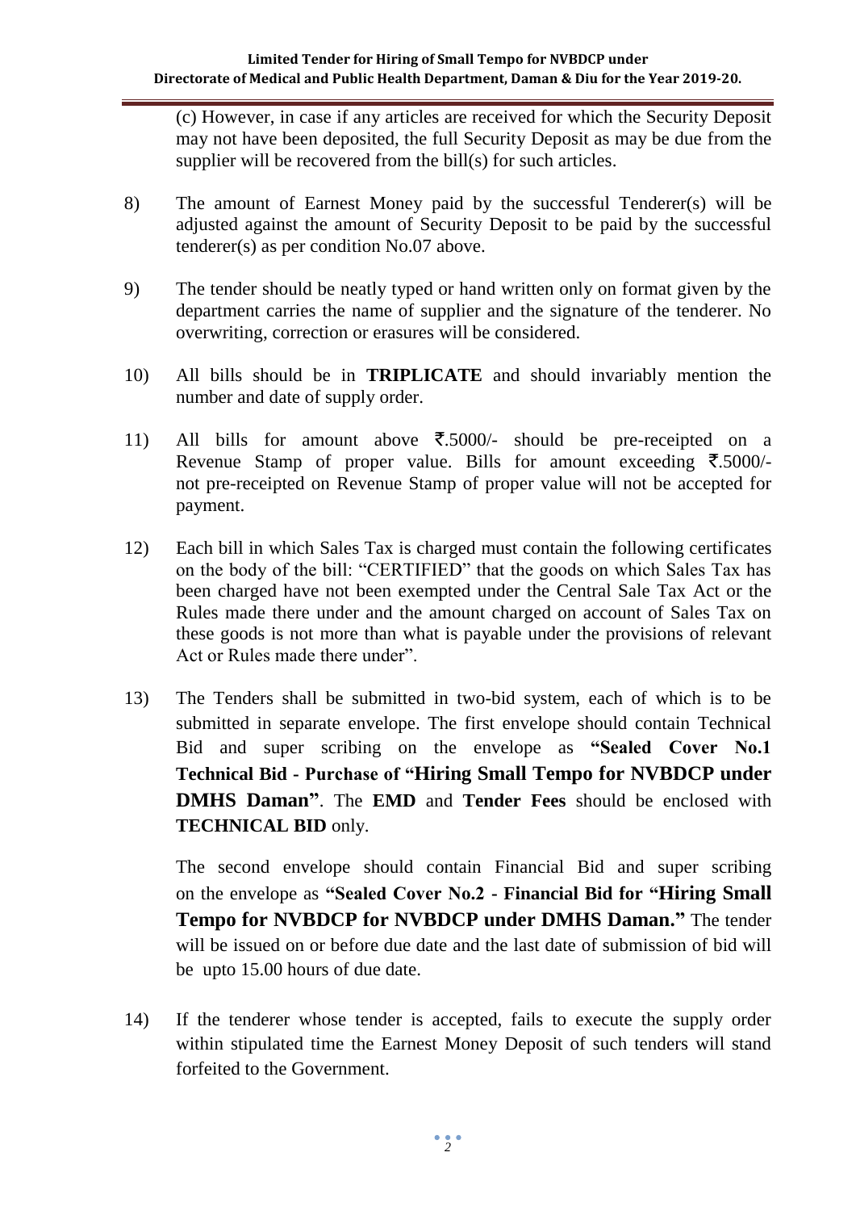(c) However, in case if any articles are received for which the Security Deposit may not have been deposited, the full Security Deposit as may be due from the supplier will be recovered from the bill(s) for such articles.

8) The amount of Earnest Money paid by the successful Tenderer(s) will be adjusted against the amount of Security Deposit to be paid by the successful tenderer(s) as per condition No.07 above.

9) The tender should be neatly typed or hand written only on format given by the department carries the name of supplier and the signature of the tenderer. No overwriting, correction or erasures will be considered.

10) All bills should be in **TRIPLICATE** and should invariably mention the number and date of supply order.

11) All bills for amount above ₹.5000/- should be pre-receipted on a Revenue Stamp of proper value. Bills for amount exceeding ₹.5000/- not pre-receipted on Revenue Stamp of proper value will not be accepted for payment.

12) Each bill in which Sales Tax is charged must contain the following certificates on the body of the bill: "CERTIFIED" that the goods on which Sales Tax has been charged have not been exempted under the Central Sale Tax Act or the Rules made there under and the amount charged on account of Sales Tax on these goods is not more than what is payable under the provisions of relevant Act or Rules made there under".

13) The Tenders shall be submitted in two-bid system, each of which is to be submitted in separate envelope. The first envelope should contain Technical Bid and super scribing on the envelope as **"Sealed Cover No.1 Technical Bid - Purchase of "Hiring Small Tempo for NVBDCP under DMHS Daman"**. The **EMD** and **Tender Fees** should be enclosed with **TECHNICAL BID** only.

    The second envelope should contain Financial Bid and super scribing on the envelope as **"Sealed Cover No.2 - Financial Bid for "Hiring Small Tempo for NVBDCP for NVBDCP under DMHS Daman."** The tender will be issued on or before due date and the last date of submission of bid will be upto 15.00 hours of due date.

14) If the tenderer whose tender is accepted, fails to execute the supply order within stipulated time the Earnest Money Deposit of such tenders will stand forfeited to the Government.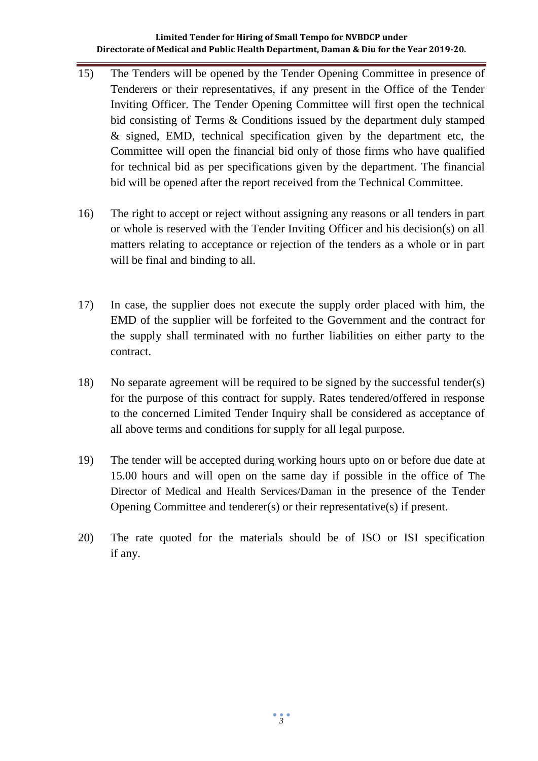15) The Tenders will be opened by the Tender Opening Committee in presence of Tenderers or their representatives, if any present in the Office of the Tender Inviting Officer. The Tender Opening Committee will first open the technical bid consisting of Terms & Conditions issued by the department duly stamped & signed, EMD, technical specification given by the department etc, the Committee will open the financial bid only of those firms who have qualified for technical bid as per specifications given by the department. The financial bid will be opened after the report received from the Technical Committee.

16) The right to accept or reject without assigning any reasons or all tenders in part or whole is reserved with the Tender Inviting Officer and his decision(s) on all matters relating to acceptance or rejection of the tenders as a whole or in part will be final and binding to all.

17) In case, the supplier does not execute the supply order placed with him, the EMD of the supplier will be forfeited to the Government and the contract for the supply shall terminated with no further liabilities on either party to the contract.

18) No separate agreement will be required to be signed by the successful tender(s) for the purpose of this contract for supply. Rates tendered/offered in response to the concerned Limited Tender Inquiry shall be considered as acceptance of all above terms and conditions for supply for all legal purpose.

19) The tender will be accepted during working hours upto on or before due date at 15.00 hours and will open on the same day if possible in the office of The Director of Medical and Health Services/Daman in the presence of the Tender Opening Committee and tenderer(s) or their representative(s) if present.

20) The rate quoted for the materials should be of ISO or ISI specification if any.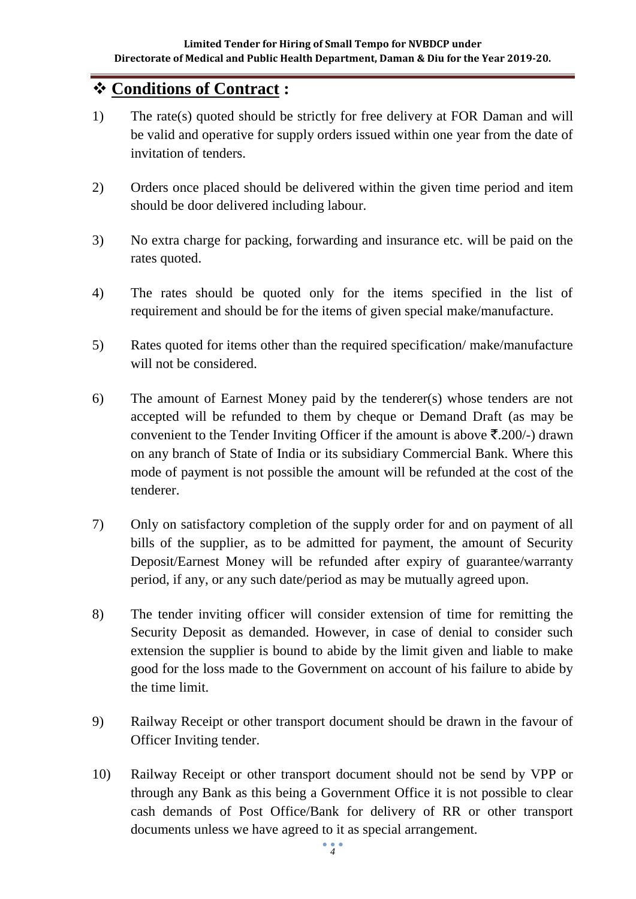## ❖ Conditions of Contract :

1) The rate(s) quoted should be strictly for free delivery at FOR Daman and will be valid and operative for supply orders issued within one year from the date of invitation of tenders.

2) Orders once placed should be delivered within the given time period and item should be door delivered including labour.

3) No extra charge for packing, forwarding and insurance etc. will be paid on the rates quoted.

4) The rates should be quoted only for the items specified in the list of requirement and should be for the items of given special make/manufacture.

5) Rates quoted for items other than the required specification/ make/manufacture will not be considered.

6) The amount of Earnest Money paid by the tenderer(s) whose tenders are not accepted will be refunded to them by cheque or Demand Draft (as may be convenient to the Tender Inviting Officer if the amount is above ₹.200/-) drawn on any branch of State of India or its subsidiary Commercial Bank. Where this mode of payment is not possible the amount will be refunded at the cost of the tenderer.

7) Only on satisfactory completion of the supply order for and on payment of all bills of the supplier, as to be admitted for payment, the amount of Security Deposit/Earnest Money will be refunded after expiry of guarantee/warranty period, if any, or any such date/period as may be mutually agreed upon.

8) The tender inviting officer will consider extension of time for remitting the Security Deposit as demanded. However, in case of denial to consider such extension the supplier is bound to abide by the limit given and liable to make good for the loss made to the Government on account of his failure to abide by the time limit.

9) Railway Receipt or other transport document should be drawn in the favour of Officer Inviting tender.

10) Railway Receipt or other transport document should not be send by VPP or through any Bank as this being a Government Office it is not possible to clear cash demands of Post Office/Bank for delivery of RR or other transport documents unless we have agreed to it as special arrangement.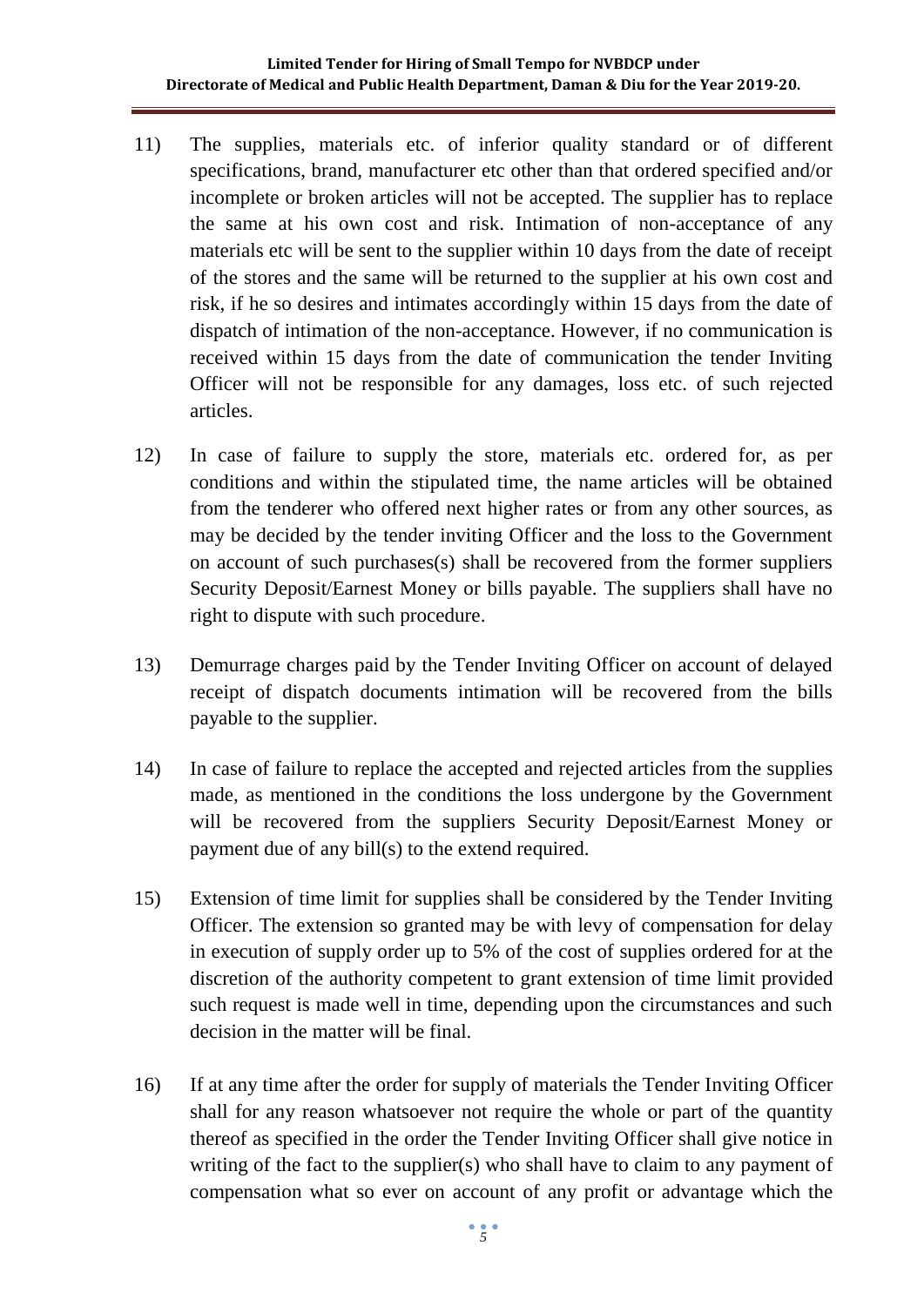11) The supplies, materials etc. of inferior quality standard or of different specifications, brand, manufacturer etc other than that ordered specified and/or incomplete or broken articles will not be accepted. The supplier has to replace the same at his own cost and risk. Intimation of non-acceptance of any materials etc will be sent to the supplier within 10 days from the date of receipt of the stores and the same will be returned to the supplier at his own cost and risk, if he so desires and intimates accordingly within 15 days from the date of dispatch of intimation of the non-acceptance. However, if no communication is received within 15 days from the date of communication the tender Inviting Officer will not be responsible for any damages, loss etc. of such rejected articles.

12) In case of failure to supply the store, materials etc. ordered for, as per conditions and within the stipulated time, the name articles will be obtained from the tenderer who offered next higher rates or from any other sources, as may be decided by the tender inviting Officer and the loss to the Government on account of such purchases(s) shall be recovered from the former suppliers Security Deposit/Earnest Money or bills payable. The suppliers shall have no right to dispute with such procedure.

13) Demurrage charges paid by the Tender Inviting Officer on account of delayed receipt of dispatch documents intimation will be recovered from the bills payable to the supplier.

14) In case of failure to replace the accepted and rejected articles from the supplies made, as mentioned in the conditions the loss undergone by the Government will be recovered from the suppliers Security Deposit/Earnest Money or payment due of any bill(s) to the extend required.

15) Extension of time limit for supplies shall be considered by the Tender Inviting Officer. The extension so granted may be with levy of compensation for delay in execution of supply order up to 5% of the cost of supplies ordered for at the discretion of the authority competent to grant extension of time limit provided such request is made well in time, depending upon the circumstances and such decision in the matter will be final.

16) If at any time after the order for supply of materials the Tender Inviting Officer shall for any reason whatsoever not require the whole or part of the quantity thereof as specified in the order the Tender Inviting Officer shall give notice in writing of the fact to the supplier(s) who shall have to claim to any payment of compensation what so ever on account of any profit or advantage which the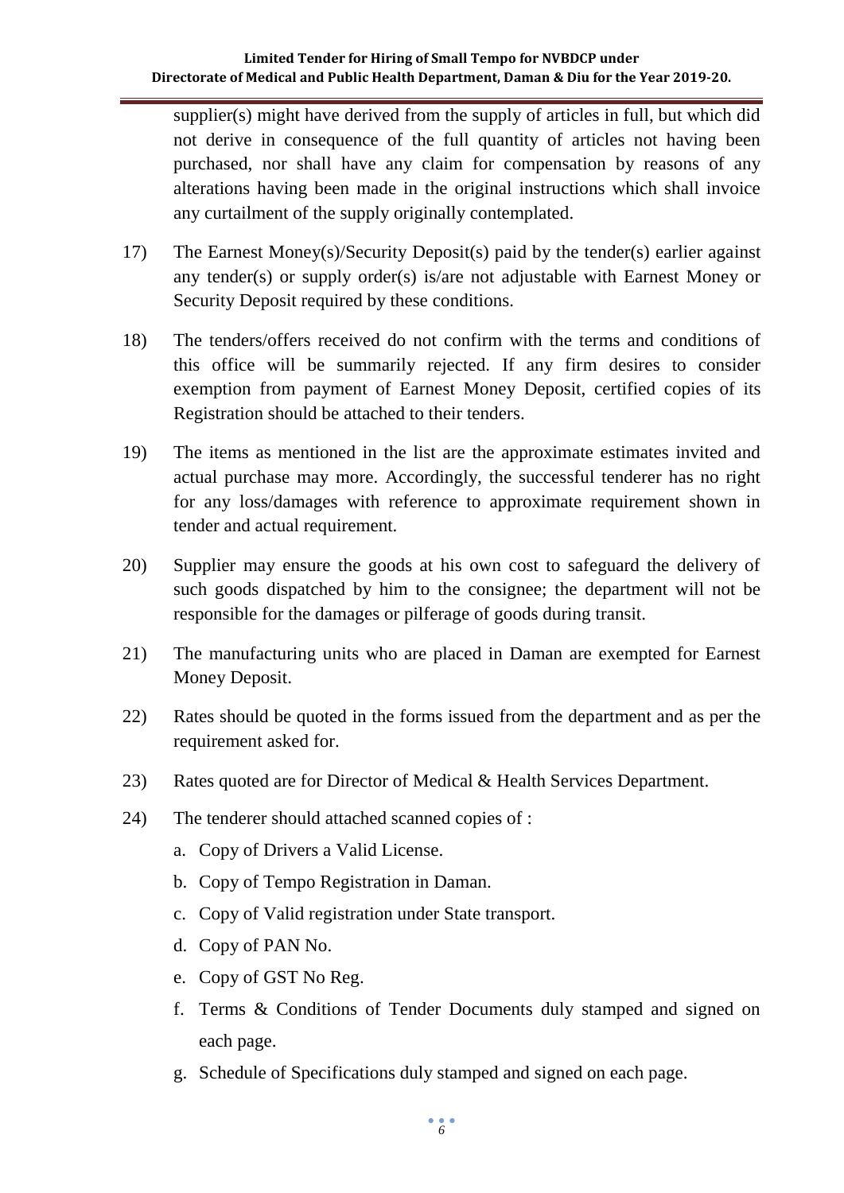supplier(s) might have derived from the supply of articles in full, but which did not derive in consequence of the full quantity of articles not having been purchased, nor shall have any claim for compensation by reasons of any alterations having been made in the original instructions which shall invoice any curtailment of the supply originally contemplated.

17) The Earnest Money(s)/Security Deposit(s) paid by the tender(s) earlier against any tender(s) or supply order(s) is/are not adjustable with Earnest Money or Security Deposit required by these conditions.

18) The tenders/offers received do not confirm with the terms and conditions of this office will be summarily rejected. If any firm desires to consider exemption from payment of Earnest Money Deposit, certified copies of its Registration should be attached to their tenders.

19) The items as mentioned in the list are the approximate estimates invited and actual purchase may more. Accordingly, the successful tenderer has no right for any loss/damages with reference to approximate requirement shown in tender and actual requirement.

20) Supplier may ensure the goods at his own cost to safeguard the delivery of such goods dispatched by him to the consignee; the department will not be responsible for the damages or pilferage of goods during transit.

21) The manufacturing units who are placed in Daman are exempted for Earnest Money Deposit.

22) Rates should be quoted in the forms issued from the department and as per the requirement asked for.

23) Rates quoted are for Director of Medical & Health Services Department.

24) The tenderer should attached scanned copies of :

   a. Copy of Drivers a Valid License.
   b. Copy of Tempo Registration in Daman.
   c. Copy of Valid registration under State transport.
   d. Copy of PAN No.
   e. Copy of GST No Reg.
   f. Terms & Conditions of Tender Documents duly stamped and signed on each page.
   g. Schedule of Specifications duly stamped and signed on each page.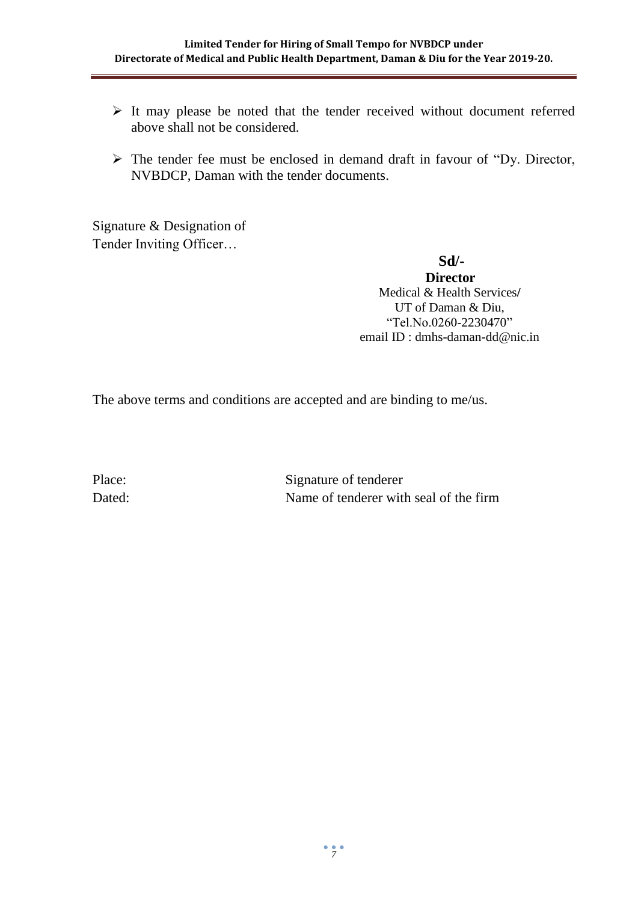- It may please be noted that the tender received without document referred above shall not be considered.
- The tender fee must be enclosed in demand draft in favour of "Dy. Director, NVBDCP, Daman with the tender documents.

Signature & Designation of
Tender Inviting Officer…

**Sd/-**
**Director**
Medical & Health Services/
UT of Daman & Diu,
"Tel.No.0260-2230470"
email ID : dmhs-daman-dd@nic.in

The above terms and conditions are accepted and are binding to me/us.

Place: Signature of tenderer
Dated: Name of tenderer with seal of the firm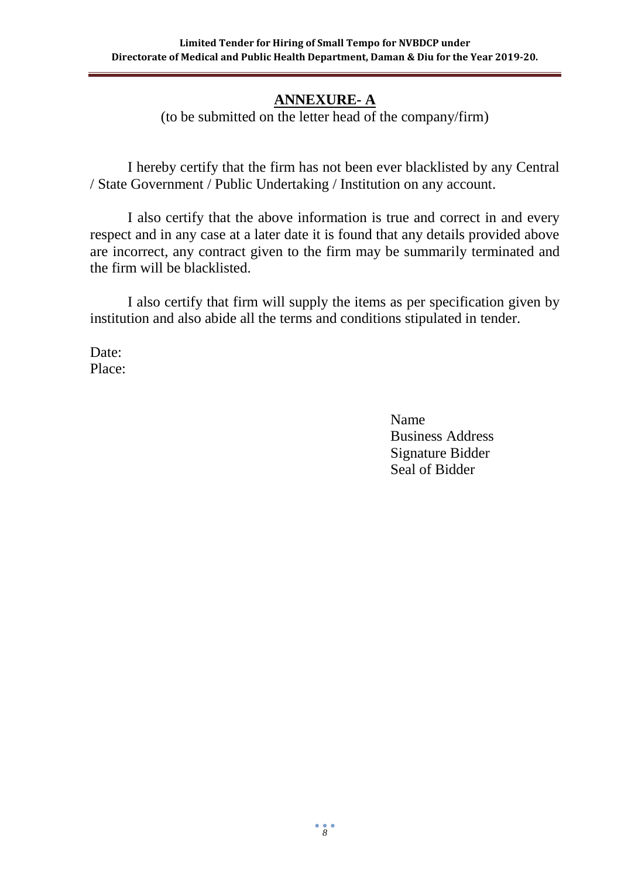# ANNEXURE- A

(to be submitted on the letter head of the company/firm)

I hereby certify that the firm has not been ever blacklisted by any Central / State Government / Public Undertaking / Institution on any account.

I also certify that the above information is true and correct in and every respect and in any case at a later date it is found that any details provided above are incorrect, any contract given to the firm may be summarily terminated and the firm will be blacklisted.

I also certify that firm will supply the items as per specification given by institution and also abide all the terms and conditions stipulated in tender.

Date:
Place:

Name
Business Address
Signature Bidder
Seal of Bidder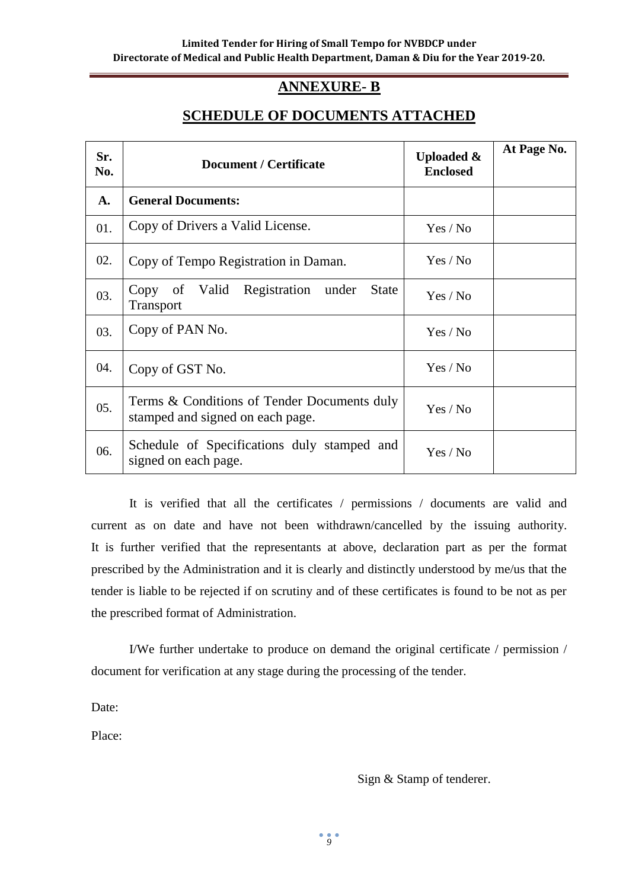## ANNEXURE- B

## SCHEDULE OF DOCUMENTS ATTACHED

| Sr. No. | Document / Certificate | Uploaded & Enclosed | At Page No. |
|---|---|---|---|
| **A.** | **General Documents:** | | |
| 01. | Copy of Drivers a Valid License. | Yes / No | |
| 02. | Copy of Tempo Registration in Daman. | Yes / No | |
| 03. | Copy of Valid Registration under State Transport | Yes / No | |
| 03. | Copy of PAN No. | Yes / No | |
| 04. | Copy of GST No. | Yes / No | |
| 05. | Terms & Conditions of Tender Documents duly stamped and signed on each page. | Yes / No | |
| 06. | Schedule of Specifications duly stamped and signed on each page. | Yes / No | |

It is verified that all the certificates / permissions / documents are valid and current as on date and have not been withdrawn/cancelled by the issuing authority. It is further verified that the representants at above, declaration part as per the format prescribed by the Administration and it is clearly and distinctly understood by me/us that the tender is liable to be rejected if on scrutiny and of these certificates is found to be not as per the prescribed format of Administration.

I/We further undertake to produce on demand the original certificate / permission / document for verification at any stage during the processing of the tender.

Date:

Place:

Sign & Stamp of tenderer.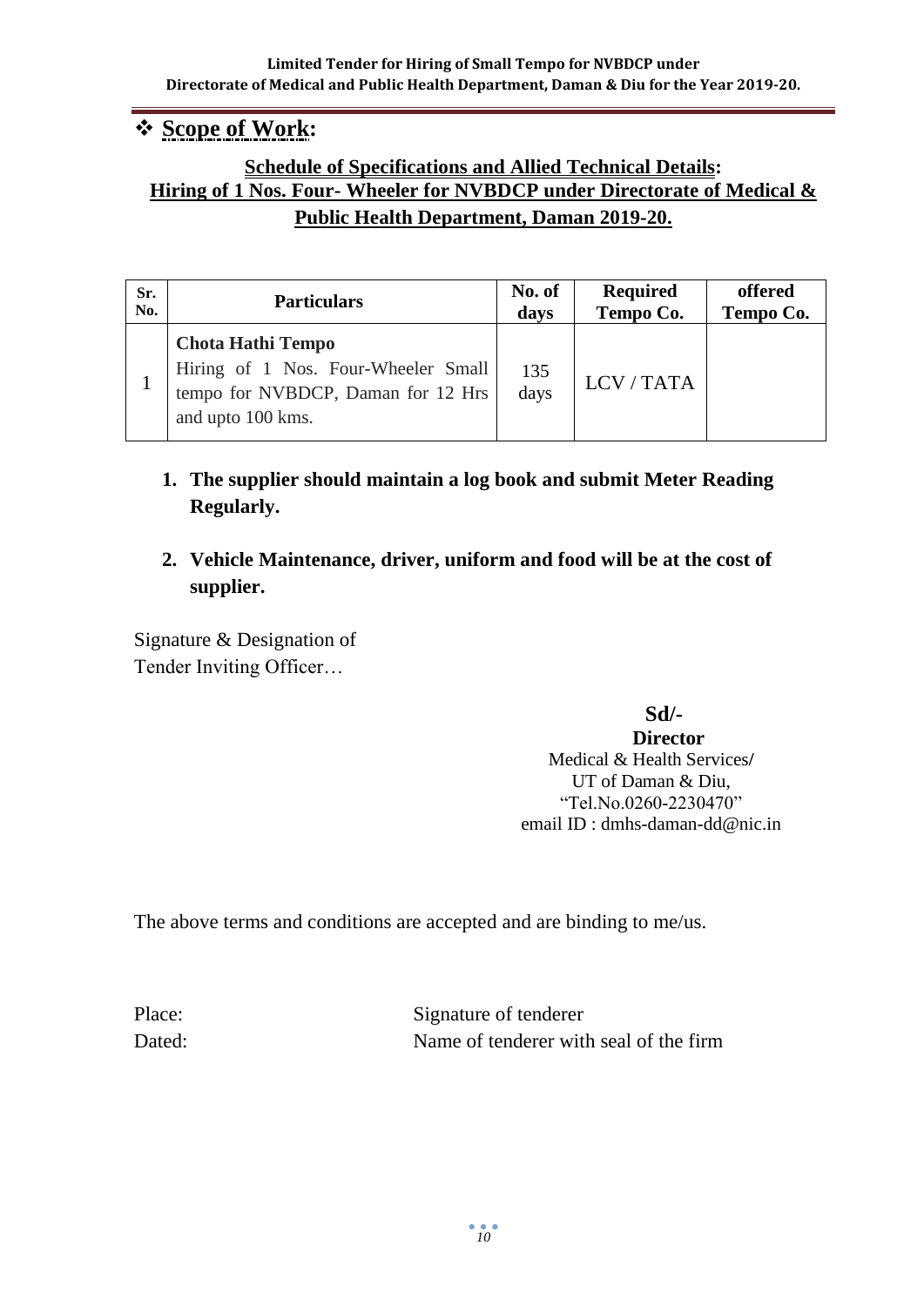## ❖ Scope of Work:

### Schedule of Specifications and Allied Technical Details:
### Hiring of 1 Nos. Four- Wheeler for NVBDCP under Directorate of Medical & Public Health Department, Daman 2019-20.

| Sr. No. | Particulars | No. of days | Required Tempo Co. | offered Tempo Co. |
|---|---|---|---|---|
| 1 | **Chota Hathi Tempo** Hiring of 1 Nos. Four-Wheeler Small tempo for NVBDCP, Daman for 12 Hrs and upto 100 kms. | 135 days | LCV / TATA | |

1. **The supplier should maintain a log book and submit Meter Reading Regularly.**
2. **Vehicle Maintenance, driver, uniform and food will be at the cost of supplier.**

Signature & Designation of
Tender Inviting Officer…

**Sd/-**
**Director**
Medical & Health Services/
UT of Daman & Diu,
"Tel.No.0260-2230470"
email ID : dmhs-daman-dd@nic.in

The above terms and conditions are accepted and are binding to me/us.

Place: Signature of tenderer
Dated: Name of tenderer with seal of the firm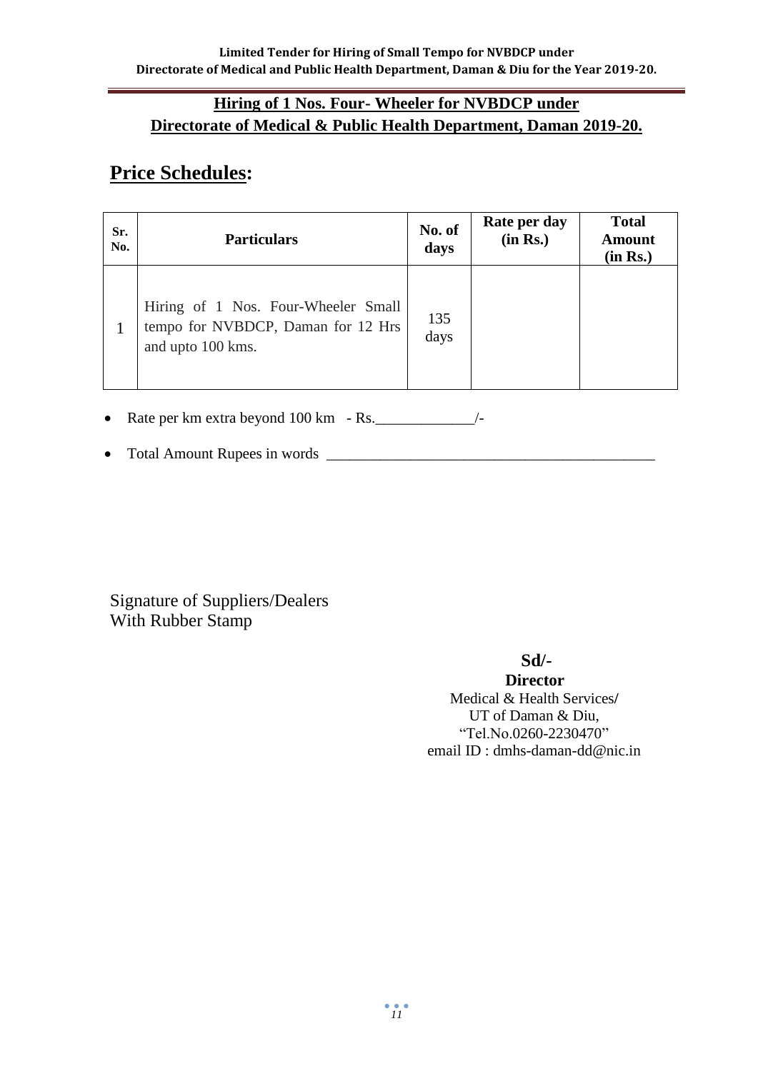## Hiring of 1 Nos. Four- Wheeler for NVBDCP under Directorate of Medical & Public Health Department, Daman 2019-20.

# Price Schedules:

| Sr. No. | Particulars | No. of days | Rate per day (in Rs.) | Total Amount (in Rs.) |
|---|---|---|---|---|
| 1 | Hiring of 1 Nos. Four-Wheeler Small tempo for NVBDCP, Daman for 12 Hrs and upto 100 kms. | 135 days | | |

- Rate per km extra beyond 100 km - Rs.\_\_\_\_\_\_\_\_\_\_\_\_\_/-
- Total Amount Rupees in words \_\_\_\_\_\_\_\_\_\_\_\_\_\_\_\_\_\_\_\_\_\_\_\_\_\_\_\_\_\_\_\_\_\_\_\_\_\_\_\_\_\_\_\_

Signature of Suppliers/Dealers
With Rubber Stamp

**Sd/-**
**Director**
Medical & Health Services/
UT of Daman & Diu,
"Tel.No.0260-2230470"
email ID : dmhs-daman-dd@nic.in